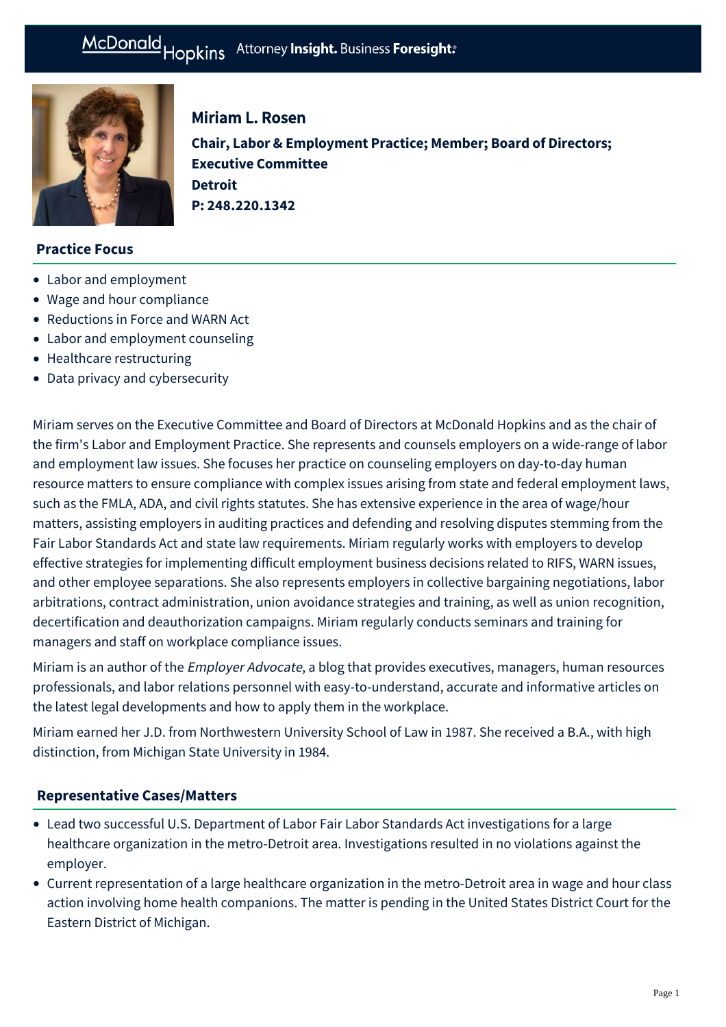# Miriam L. Rosen

**Chair, Labor & Employment Practice; Member; Board of Directors; Executive Committee**
**Detroit**
**P: 248.220.1342**

## Practice Focus

- Labor and employment
- Wage and hour compliance
- Reductions in Force and WARN Act
- Labor and employment counseling
- Healthcare restructuring
- Data privacy and cybersecurity

Miriam serves on the Executive Committee and Board of Directors at McDonald Hopkins and as the chair of the firm's Labor and Employment Practice. She represents and counsels employers on a wide-range of labor and employment law issues. She focuses her practice on counseling employers on day-to-day human resource matters to ensure compliance with complex issues arising from state and federal employment laws, such as the FMLA, ADA, and civil rights statutes. She has extensive experience in the area of wage/hour matters, assisting employers in auditing practices and defending and resolving disputes stemming from the Fair Labor Standards Act and state law requirements. Miriam regularly works with employers to develop effective strategies for implementing difficult employment business decisions related to RIFS, WARN issues, and other employee separations. She also represents employers in collective bargaining negotiations, labor arbitrations, contract administration, union avoidance strategies and training, as well as union recognition, decertification and deauthorization campaigns. Miriam regularly conducts seminars and training for managers and staff on workplace compliance issues.

Miriam is an author of the *Employer Advocate*, a blog that provides executives, managers, human resources professionals, and labor relations personnel with easy-to-understand, accurate and informative articles on the latest legal developments and how to apply them in the workplace.

Miriam earned her J.D. from Northwestern University School of Law in 1987. She received a B.A., with high distinction, from Michigan State University in 1984.

## Representative Cases/Matters

- Lead two successful U.S. Department of Labor Fair Labor Standards Act investigations for a large healthcare organization in the metro-Detroit area. Investigations resulted in no violations against the employer.
- Current representation of a large healthcare organization in the metro-Detroit area in wage and hour class action involving home health companions. The matter is pending in the United States District Court for the Eastern District of Michigan.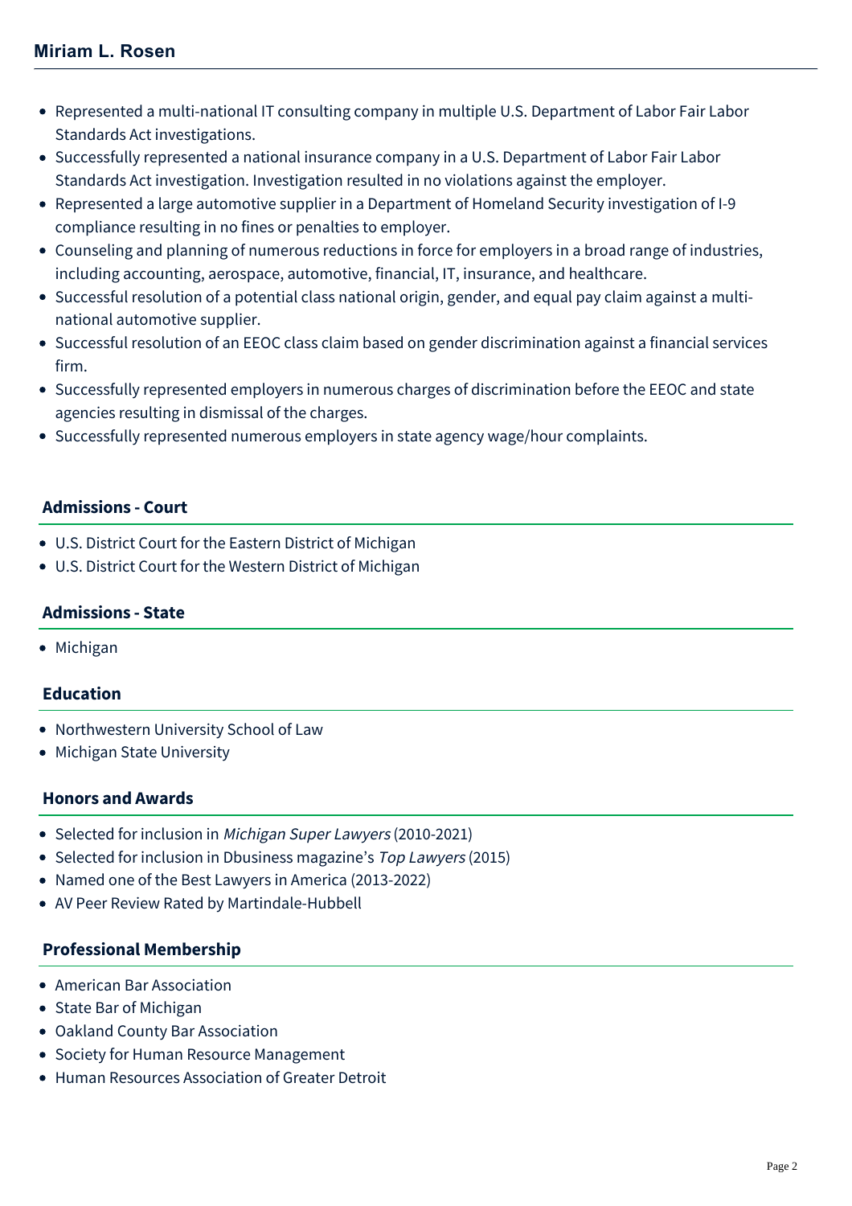- Represented a multi-national IT consulting company in multiple U.S. Department of Labor Fair Labor Standards Act investigations.
- Successfully represented a national insurance company in a U.S. Department of Labor Fair Labor Standards Act investigation. Investigation resulted in no violations against the employer.
- Represented a large automotive supplier in a Department of Homeland Security investigation of I-9 compliance resulting in no fines or penalties to employer.
- Counseling and planning of numerous reductions in force for employers in a broad range of industries, including accounting, aerospace, automotive, financial, IT, insurance, and healthcare.
- Successful resolution of a potential class national origin, gender, and equal pay claim against a multi-national automotive supplier.
- Successful resolution of an EEOC class claim based on gender discrimination against a financial services firm.
- Successfully represented employers in numerous charges of discrimination before the EEOC and state agencies resulting in dismissal of the charges.
- Successfully represented numerous employers in state agency wage/hour complaints.

## Admissions - Court

- U.S. District Court for the Eastern District of Michigan
- U.S. District Court for the Western District of Michigan

## Admissions - State

- Michigan

## Education

- Northwestern University School of Law
- Michigan State University

## Honors and Awards

- Selected for inclusion in *Michigan Super Lawyers* (2010-2021)
- Selected for inclusion in Dbusiness magazine's *Top Lawyers* (2015)
- Named one of the Best Lawyers in America (2013-2022)
- AV Peer Review Rated by Martindale-Hubbell

## Professional Membership

- American Bar Association
- State Bar of Michigan
- Oakland County Bar Association
- Society for Human Resource Management
- Human Resources Association of Greater Detroit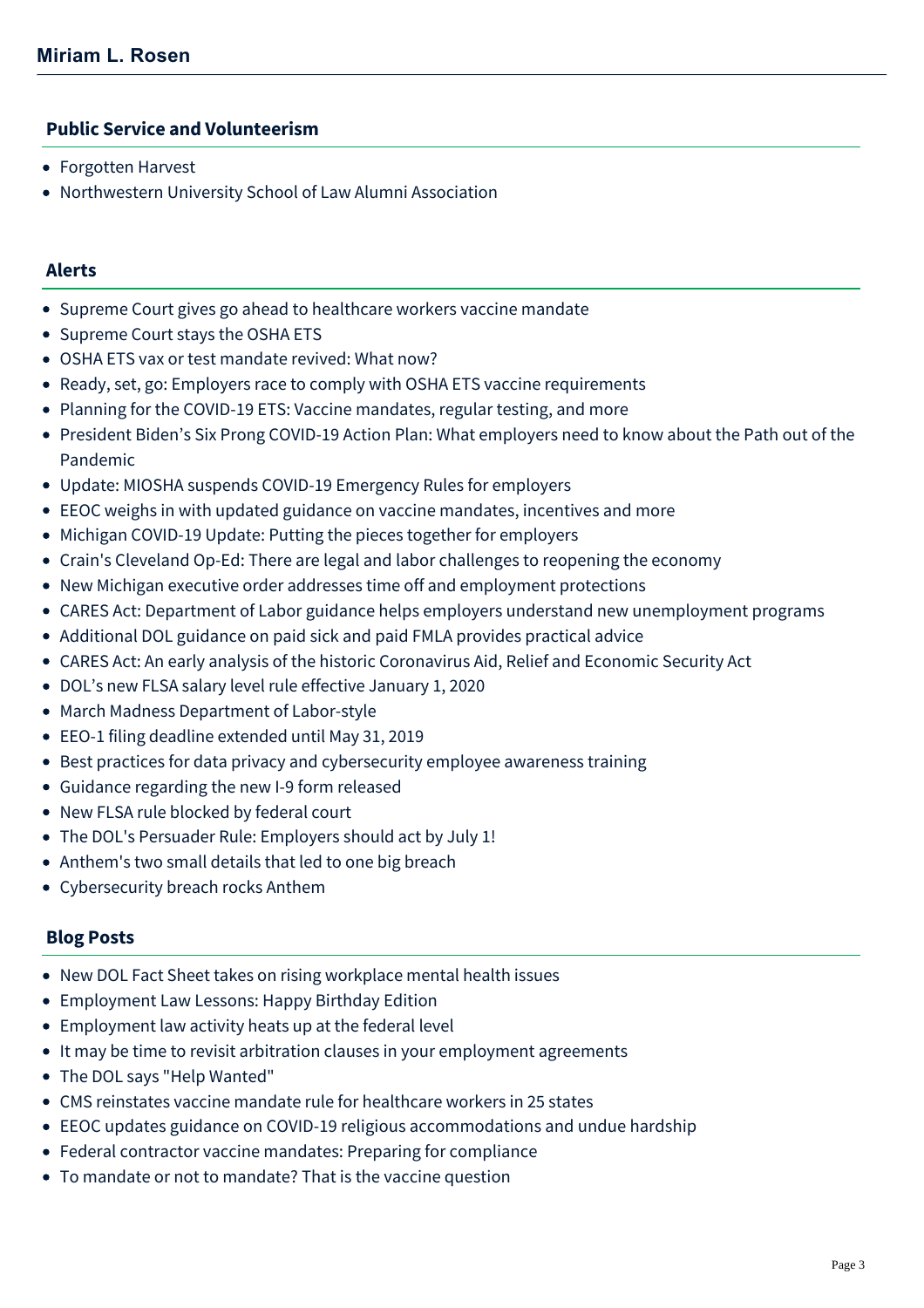## Public Service and Volunteerism

- Forgotten Harvest
- Northwestern University School of Law Alumni Association

## Alerts

- Supreme Court gives go ahead to healthcare workers vaccine mandate
- Supreme Court stays the OSHA ETS
- OSHA ETS vax or test mandate revived: What now?
- Ready, set, go: Employers race to comply with OSHA ETS vaccine requirements
- Planning for the COVID-19 ETS: Vaccine mandates, regular testing, and more
- President Biden's Six Prong COVID-19 Action Plan: What employers need to know about the Path out of the Pandemic
- Update: MIOSHA suspends COVID-19 Emergency Rules for employers
- EEOC weighs in with updated guidance on vaccine mandates, incentives and more
- Michigan COVID-19 Update: Putting the pieces together for employers
- Crain's Cleveland Op-Ed: There are legal and labor challenges to reopening the economy
- New Michigan executive order addresses time off and employment protections
- CARES Act: Department of Labor guidance helps employers understand new unemployment programs
- Additional DOL guidance on paid sick and paid FMLA provides practical advice
- CARES Act: An early analysis of the historic Coronavirus Aid, Relief and Economic Security Act
- DOL's new FLSA salary level rule effective January 1, 2020
- March Madness Department of Labor-style
- EEO-1 filing deadline extended until May 31, 2019
- Best practices for data privacy and cybersecurity employee awareness training
- Guidance regarding the new I-9 form released
- New FLSA rule blocked by federal court
- The DOL's Persuader Rule: Employers should act by July 1!
- Anthem's two small details that led to one big breach
- Cybersecurity breach rocks Anthem

## Blog Posts

- New DOL Fact Sheet takes on rising workplace mental health issues
- Employment Law Lessons: Happy Birthday Edition
- Employment law activity heats up at the federal level
- It may be time to revisit arbitration clauses in your employment agreements
- The DOL says "Help Wanted"
- CMS reinstates vaccine mandate rule for healthcare workers in 25 states
- EEOC updates guidance on COVID-19 religious accommodations and undue hardship
- Federal contractor vaccine mandates: Preparing for compliance
- To mandate or not to mandate? That is the vaccine question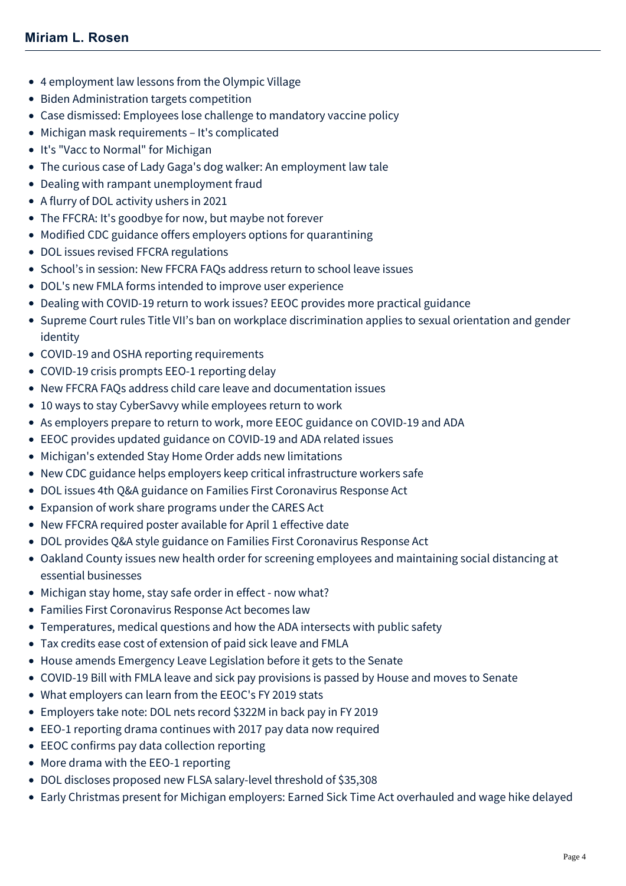- 4 employment law lessons from the Olympic Village
- Biden Administration targets competition
- Case dismissed: Employees lose challenge to mandatory vaccine policy
- Michigan mask requirements – It's complicated
- It's "Vacc to Normal" for Michigan
- The curious case of Lady Gaga's dog walker: An employment law tale
- Dealing with rampant unemployment fraud
- A flurry of DOL activity ushers in 2021
- The FFCRA: It's goodbye for now, but maybe not forever
- Modified CDC guidance offers employers options for quarantining
- DOL issues revised FFCRA regulations
- School's in session: New FFCRA FAQs address return to school leave issues
- DOL's new FMLA forms intended to improve user experience
- Dealing with COVID-19 return to work issues? EEOC provides more practical guidance
- Supreme Court rules Title VII's ban on workplace discrimination applies to sexual orientation and gender identity
- COVID-19 and OSHA reporting requirements
- COVID-19 crisis prompts EEO-1 reporting delay
- New FFCRA FAQs address child care leave and documentation issues
- 10 ways to stay CyberSavvy while employees return to work
- As employers prepare to return to work, more EEOC guidance on COVID-19 and ADA
- EEOC provides updated guidance on COVID-19 and ADA related issues
- Michigan's extended Stay Home Order adds new limitations
- New CDC guidance helps employers keep critical infrastructure workers safe
- DOL issues 4th Q&A guidance on Families First Coronavirus Response Act
- Expansion of work share programs under the CARES Act
- New FFCRA required poster available for April 1 effective date
- DOL provides Q&A style guidance on Families First Coronavirus Response Act
- Oakland County issues new health order for screening employees and maintaining social distancing at essential businesses
- Michigan stay home, stay safe order in effect - now what?
- Families First Coronavirus Response Act becomes law
- Temperatures, medical questions and how the ADA intersects with public safety
- Tax credits ease cost of extension of paid sick leave and FMLA
- House amends Emergency Leave Legislation before it gets to the Senate
- COVID-19 Bill with FMLA leave and sick pay provisions is passed by House and moves to Senate
- What employers can learn from the EEOC's FY 2019 stats
- Employers take note: DOL nets record $322M in back pay in FY 2019
- EEO-1 reporting drama continues with 2017 pay data now required
- EEOC confirms pay data collection reporting
- More drama with the EEO-1 reporting
- DOL discloses proposed new FLSA salary-level threshold of $35,308
- Early Christmas present for Michigan employers: Earned Sick Time Act overhauled and wage hike delayed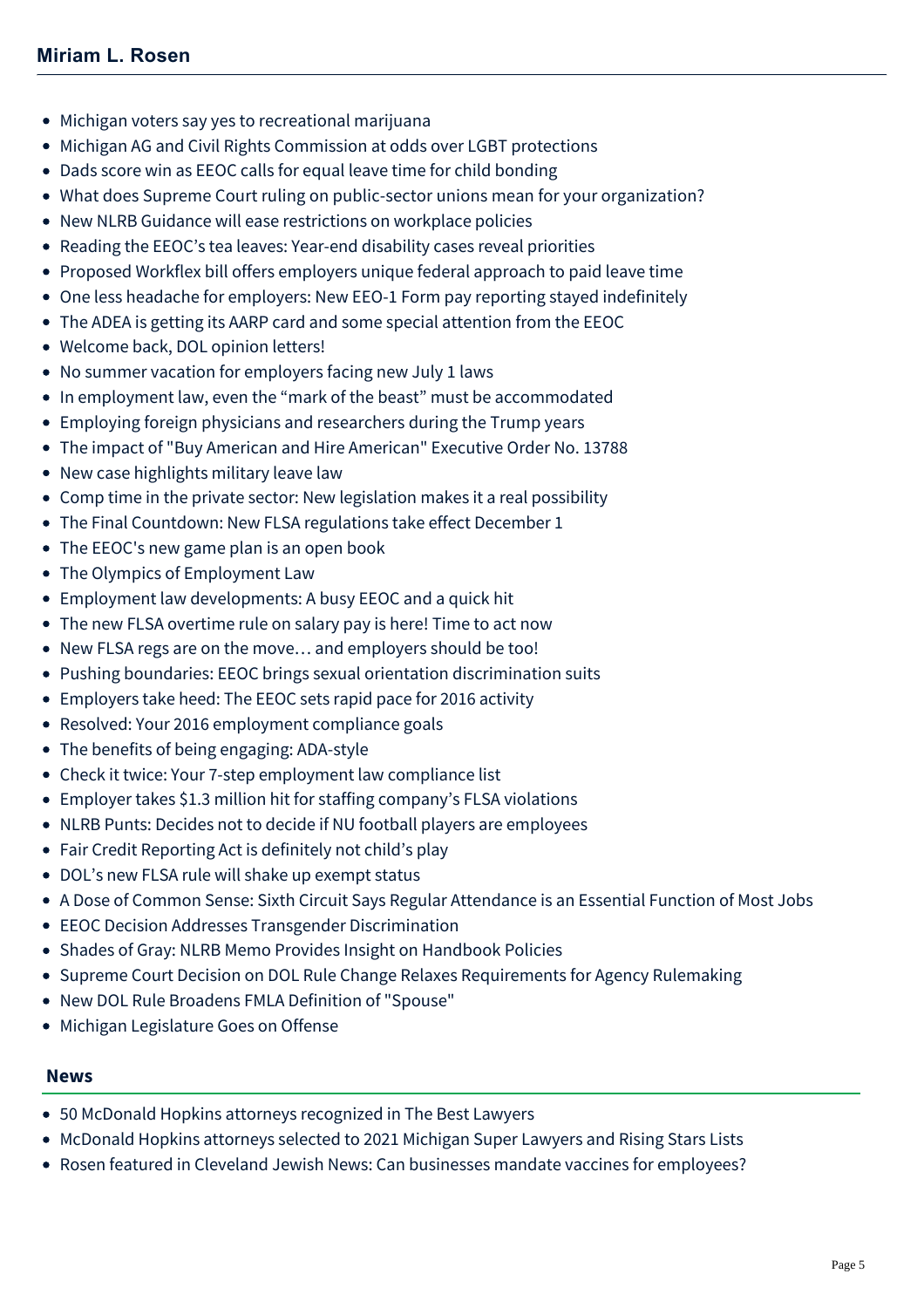- Michigan voters say yes to recreational marijuana
- Michigan AG and Civil Rights Commission at odds over LGBT protections
- Dads score win as EEOC calls for equal leave time for child bonding
- What does Supreme Court ruling on public-sector unions mean for your organization?
- New NLRB Guidance will ease restrictions on workplace policies
- Reading the EEOC's tea leaves: Year-end disability cases reveal priorities
- Proposed Workflex bill offers employers unique federal approach to paid leave time
- One less headache for employers: New EEO-1 Form pay reporting stayed indefinitely
- The ADEA is getting its AARP card and some special attention from the EEOC
- Welcome back, DOL opinion letters!
- No summer vacation for employers facing new July 1 laws
- In employment law, even the "mark of the beast" must be accommodated
- Employing foreign physicians and researchers during the Trump years
- The impact of "Buy American and Hire American" Executive Order No. 13788
- New case highlights military leave law
- Comp time in the private sector: New legislation makes it a real possibility
- The Final Countdown: New FLSA regulations take effect December 1
- The EEOC's new game plan is an open book
- The Olympics of Employment Law
- Employment law developments: A busy EEOC and a quick hit
- The new FLSA overtime rule on salary pay is here! Time to act now
- New FLSA regs are on the move… and employers should be too!
- Pushing boundaries: EEOC brings sexual orientation discrimination suits
- Employers take heed: The EEOC sets rapid pace for 2016 activity
- Resolved: Your 2016 employment compliance goals
- The benefits of being engaging: ADA-style
- Check it twice: Your 7-step employment law compliance list
- Employer takes $1.3 million hit for staffing company's FLSA violations
- NLRB Punts: Decides not to decide if NU football players are employees
- Fair Credit Reporting Act is definitely not child's play
- DOL's new FLSA rule will shake up exempt status
- A Dose of Common Sense: Sixth Circuit Says Regular Attendance is an Essential Function of Most Jobs
- EEOC Decision Addresses Transgender Discrimination
- Shades of Gray: NLRB Memo Provides Insight on Handbook Policies
- Supreme Court Decision on DOL Rule Change Relaxes Requirements for Agency Rulemaking
- New DOL Rule Broadens FMLA Definition of "Spouse"
- Michigan Legislature Goes on Offense

## News

- 50 McDonald Hopkins attorneys recognized in The Best Lawyers
- McDonald Hopkins attorneys selected to 2021 Michigan Super Lawyers and Rising Stars Lists
- Rosen featured in Cleveland Jewish News: Can businesses mandate vaccines for employees?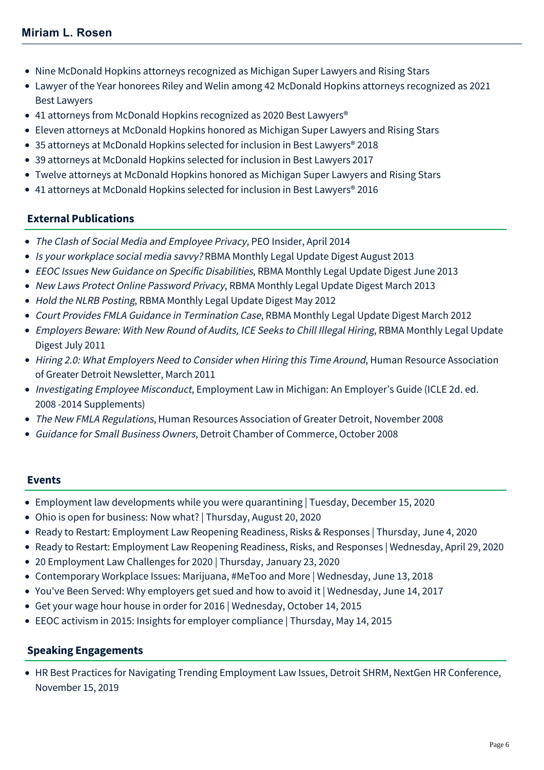- Nine McDonald Hopkins attorneys recognized as Michigan Super Lawyers and Rising Stars
- Lawyer of the Year honorees Riley and Welin among 42 McDonald Hopkins attorneys recognized as 2021 Best Lawyers
- 41 attorneys from McDonald Hopkins recognized as 2020 Best Lawyers®
- Eleven attorneys at McDonald Hopkins honored as Michigan Super Lawyers and Rising Stars
- 35 attorneys at McDonald Hopkins selected for inclusion in Best Lawyers® 2018
- 39 attorneys at McDonald Hopkins selected for inclusion in Best Lawyers 2017
- Twelve attorneys at McDonald Hopkins honored as Michigan Super Lawyers and Rising Stars
- 41 attorneys at McDonald Hopkins selected for inclusion in Best Lawyers® 2016

## External Publications

- *The Clash of Social Media and Employee Privacy,* PEO Insider, April 2014
- *Is your workplace social media savvy?* RBMA Monthly Legal Update Digest August 2013
- *EEOC Issues New Guidance on Specific Disabilities*, RBMA Monthly Legal Update Digest June 2013
- *New Laws Protect Online Password Privacy*, RBMA Monthly Legal Update Digest March 2013
- *Hold the NLRB Posting*, RBMA Monthly Legal Update Digest May 2012
- *Court Provides FMLA Guidance in Termination Case*, RBMA Monthly Legal Update Digest March 2012
- *Employers Beware: With New Round of Audits, ICE Seeks to Chill Illegal Hiring*, RBMA Monthly Legal Update Digest July 2011
- *Hiring 2.0: What Employers Need to Consider when Hiring this Time Around*, Human Resource Association of Greater Detroit Newsletter, March 2011
- *Investigating Employee Misconduct*, Employment Law in Michigan: An Employer's Guide (ICLE 2d. ed. 2008 -2014 Supplements)
- *The New FMLA Regulations*, Human Resources Association of Greater Detroit, November 2008
- *Guidance for Small Business Owners*, Detroit Chamber of Commerce, October 2008

## Events

- Employment law developments while you were quarantining | Tuesday, December 15, 2020
- Ohio is open for business: Now what? | Thursday, August 20, 2020
- Ready to Restart: Employment Law Reopening Readiness, Risks & Responses | Thursday, June 4, 2020
- Ready to Restart: Employment Law Reopening Readiness, Risks, and Responses | Wednesday, April 29, 2020
- 20 Employment Law Challenges for 2020 | Thursday, January 23, 2020
- Contemporary Workplace Issues: Marijuana, #MeToo and More | Wednesday, June 13, 2018
- You've Been Served: Why employers get sued and how to avoid it | Wednesday, June 14, 2017
- Get your wage hour house in order for 2016 | Wednesday, October 14, 2015
- EEOC activism in 2015: Insights for employer compliance | Thursday, May 14, 2015

## Speaking Engagements

- HR Best Practices for Navigating Trending Employment Law Issues, Detroit SHRM, NextGen HR Conference, November 15, 2019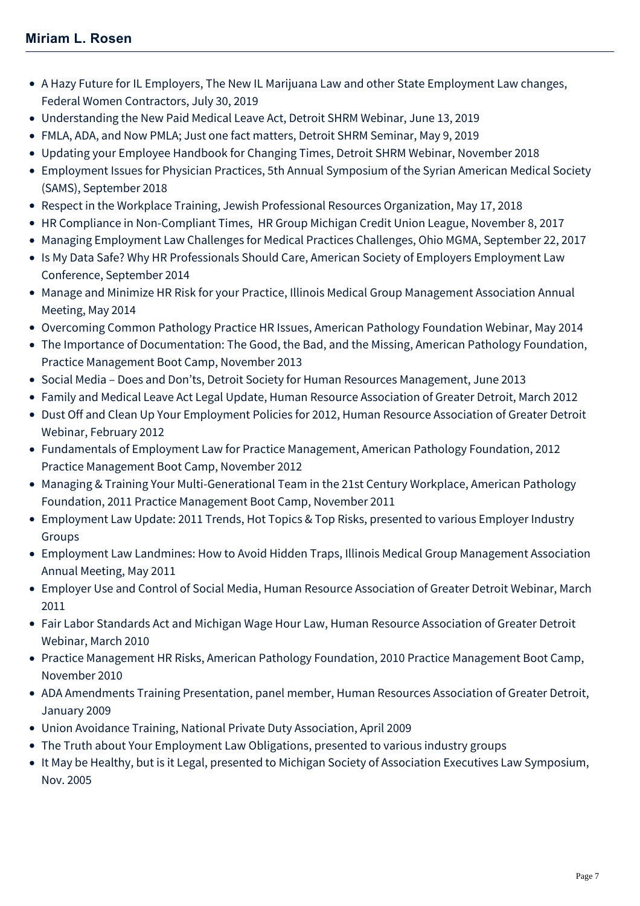- A Hazy Future for IL Employers, The New IL Marijuana Law and other State Employment Law changes, Federal Women Contractors, July 30, 2019
- Understanding the New Paid Medical Leave Act, Detroit SHRM Webinar, June 13, 2019
- FMLA, ADA, and Now PMLA; Just one fact matters, Detroit SHRM Seminar, May 9, 2019
- Updating your Employee Handbook for Changing Times, Detroit SHRM Webinar, November 2018
- Employment Issues for Physician Practices, 5th Annual Symposium of the Syrian American Medical Society (SAMS), September 2018
- Respect in the Workplace Training, Jewish Professional Resources Organization, May 17, 2018
- HR Compliance in Non-Compliant Times, HR Group Michigan Credit Union League, November 8, 2017
- Managing Employment Law Challenges for Medical Practices Challenges, Ohio MGMA, September 22, 2017
- Is My Data Safe? Why HR Professionals Should Care, American Society of Employers Employment Law Conference, September 2014
- Manage and Minimize HR Risk for your Practice, Illinois Medical Group Management Association Annual Meeting, May 2014
- Overcoming Common Pathology Practice HR Issues, American Pathology Foundation Webinar, May 2014
- The Importance of Documentation: The Good, the Bad, and the Missing, American Pathology Foundation, Practice Management Boot Camp, November 2013
- Social Media – Does and Don'ts, Detroit Society for Human Resources Management, June 2013
- Family and Medical Leave Act Legal Update, Human Resource Association of Greater Detroit, March 2012
- Dust Off and Clean Up Your Employment Policies for 2012, Human Resource Association of Greater Detroit Webinar, February 2012
- Fundamentals of Employment Law for Practice Management, American Pathology Foundation, 2012 Practice Management Boot Camp, November 2012
- Managing & Training Your Multi-Generational Team in the 21st Century Workplace, American Pathology Foundation, 2011 Practice Management Boot Camp, November 2011
- Employment Law Update: 2011 Trends, Hot Topics & Top Risks, presented to various Employer Industry Groups
- Employment Law Landmines: How to Avoid Hidden Traps, Illinois Medical Group Management Association Annual Meeting, May 2011
- Employer Use and Control of Social Media, Human Resource Association of Greater Detroit Webinar, March 2011
- Fair Labor Standards Act and Michigan Wage Hour Law, Human Resource Association of Greater Detroit Webinar, March 2010
- Practice Management HR Risks, American Pathology Foundation, 2010 Practice Management Boot Camp, November 2010
- ADA Amendments Training Presentation, panel member, Human Resources Association of Greater Detroit, January 2009
- Union Avoidance Training, National Private Duty Association, April 2009
- The Truth about Your Employment Law Obligations, presented to various industry groups
- It May be Healthy, but is it Legal, presented to Michigan Society of Association Executives Law Symposium, Nov. 2005